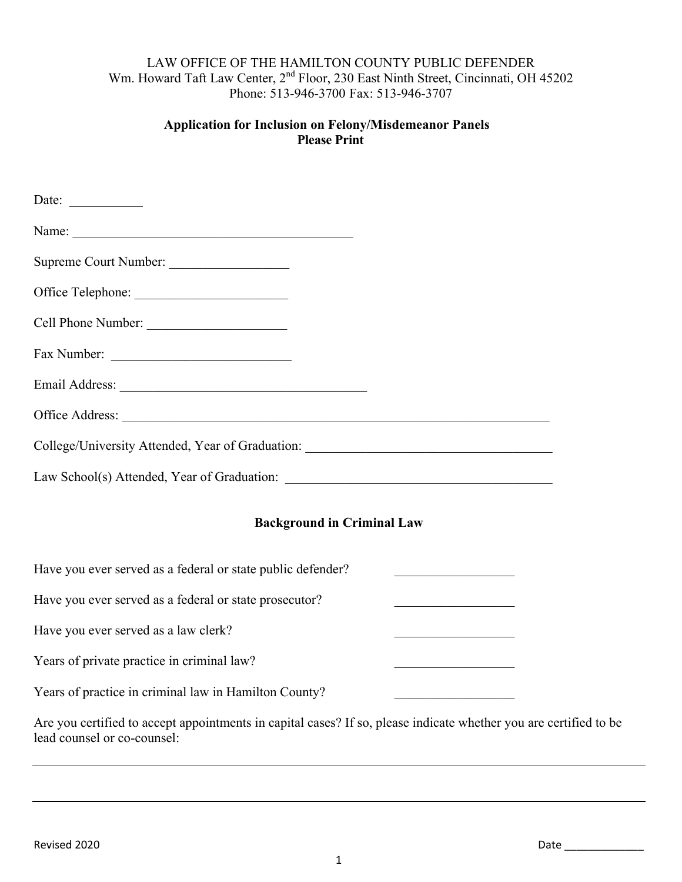LAW OFFICE OF THE HAMILTON COUNTY PUBLIC DEFENDER
Wm. Howard Taft Law Center, 2nd Floor, 230 East Ninth Street, Cincinnati, OH 45202
Phone: 513-946-3700 Fax: 513-946-3707

**Application for Inclusion on Felony/Misdemeanor Panels**
**Please Print**

Date: ___________

Name: ___________________________________________

Supreme Court Number: __________________

Office Telephone: ______________________

Cell Phone Number: ____________________

Fax Number: ___________________________

Email Address: ______________________________________

Office Address: ___________________________________________________________________

College/University Attended, Year of Graduation: _____________________________________

Law School(s) Attended, Year of Graduation: _________________________________________

## Background in Criminal Law

Have you ever served as a federal or state public defender? __________________

Have you ever served as a federal or state prosecutor? __________________

Have you ever served as a law clerk? __________________

Years of private practice in criminal law? __________________

Years of practice in criminal law in Hamilton County? __________________

Are you certified to accept appointments in capital cases? If so, please indicate whether you are certified to be lead counsel or co-counsel:

_______________________________________________________________________________

_______________________________________________________________________________

Revised 2020

Date _____________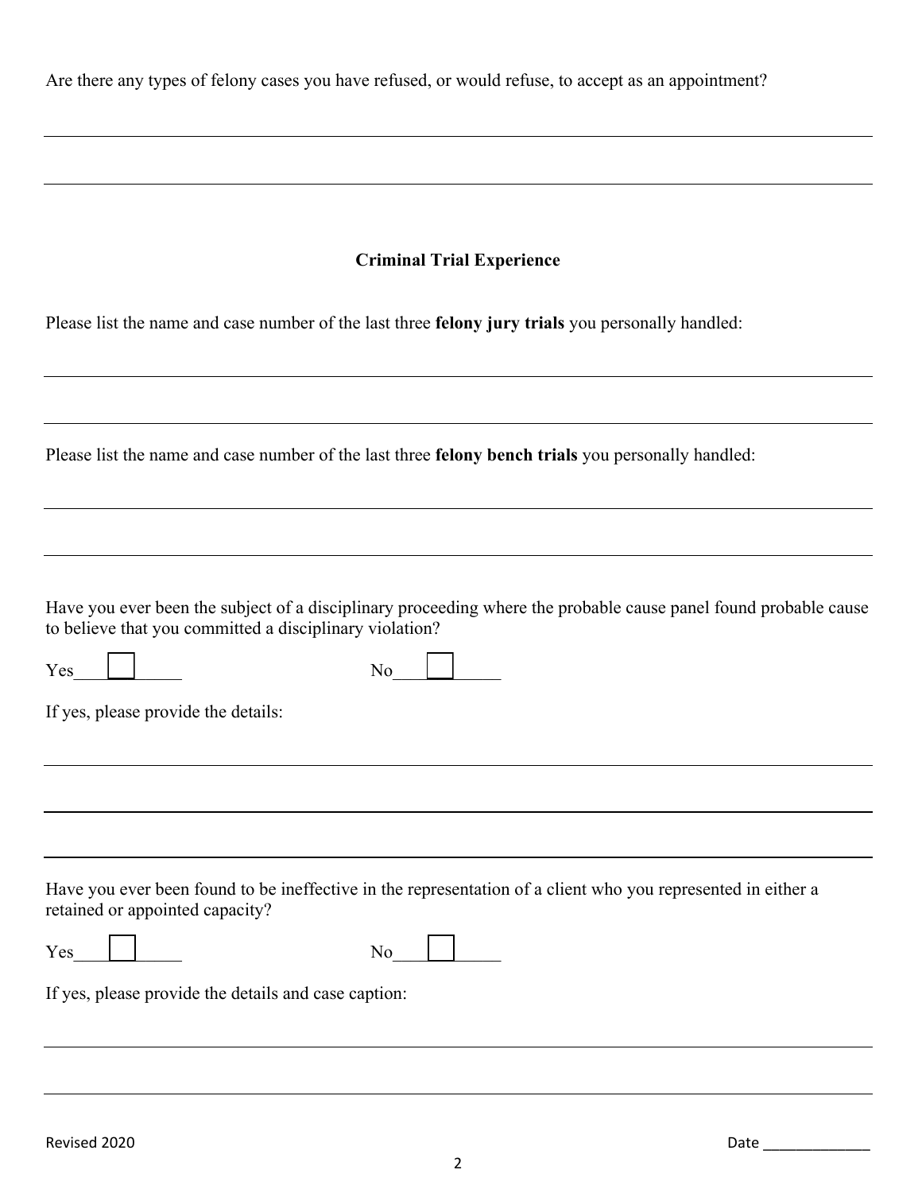Are there any types of felony cases you have refused, or would refuse, to accept as an appointment?

\_\_\_\_\_\_\_\_\_\_\_\_\_\_\_\_\_\_\_\_\_\_\_\_\_\_\_\_\_\_\_\_\_\_\_\_\_\_\_\_\_\_\_\_\_\_\_\_\_\_\_\_\_\_\_\_\_\_\_\_\_\_\_\_\_\_\_\_\_\_\_\_\_\_\_\_\_\_

\_\_\_\_\_\_\_\_\_\_\_\_\_\_\_\_\_\_\_\_\_\_\_\_\_\_\_\_\_\_\_\_\_\_\_\_\_\_\_\_\_\_\_\_\_\_\_\_\_\_\_\_\_\_\_\_\_\_\_\_\_\_\_\_\_\_\_\_\_\_\_\_\_\_\_\_\_\_

## Criminal Trial Experience

Please list the name and case number of the last three **felony jury trials** you personally handled:

\_\_\_\_\_\_\_\_\_\_\_\_\_\_\_\_\_\_\_\_\_\_\_\_\_\_\_\_\_\_\_\_\_\_\_\_\_\_\_\_\_\_\_\_\_\_\_\_\_\_\_\_\_\_\_\_\_\_\_\_\_\_\_\_\_\_\_\_\_\_\_\_\_\_\_\_\_\_

\_\_\_\_\_\_\_\_\_\_\_\_\_\_\_\_\_\_\_\_\_\_\_\_\_\_\_\_\_\_\_\_\_\_\_\_\_\_\_\_\_\_\_\_\_\_\_\_\_\_\_\_\_\_\_\_\_\_\_\_\_\_\_\_\_\_\_\_\_\_\_\_\_\_\_\_\_\_

Please list the name and case number of the last three **felony bench trials** you personally handled:

\_\_\_\_\_\_\_\_\_\_\_\_\_\_\_\_\_\_\_\_\_\_\_\_\_\_\_\_\_\_\_\_\_\_\_\_\_\_\_\_\_\_\_\_\_\_\_\_\_\_\_\_\_\_\_\_\_\_\_\_\_\_\_\_\_\_\_\_\_\_\_\_\_\_\_\_\_\_

\_\_\_\_\_\_\_\_\_\_\_\_\_\_\_\_\_\_\_\_\_\_\_\_\_\_\_\_\_\_\_\_\_\_\_\_\_\_\_\_\_\_\_\_\_\_\_\_\_\_\_\_\_\_\_\_\_\_\_\_\_\_\_\_\_\_\_\_\_\_\_\_\_\_\_\_\_\_

Have you ever been the subject of a disciplinary proceeding where the probable cause panel found probable cause to believe that you committed a disciplinary violation?

Yes ☐     No ☐

If yes, please provide the details:

\_\_\_\_\_\_\_\_\_\_\_\_\_\_\_\_\_\_\_\_\_\_\_\_\_\_\_\_\_\_\_\_\_\_\_\_\_\_\_\_\_\_\_\_\_\_\_\_\_\_\_\_\_\_\_\_\_\_\_\_\_\_\_\_\_\_\_\_\_\_\_\_\_\_\_\_\_\_

\_\_\_\_\_\_\_\_\_\_\_\_\_\_\_\_\_\_\_\_\_\_\_\_\_\_\_\_\_\_\_\_\_\_\_\_\_\_\_\_\_\_\_\_\_\_\_\_\_\_\_\_\_\_\_\_\_\_\_\_\_\_\_\_\_\_\_\_\_\_\_\_\_\_\_\_\_\_

\_\_\_\_\_\_\_\_\_\_\_\_\_\_\_\_\_\_\_\_\_\_\_\_\_\_\_\_\_\_\_\_\_\_\_\_\_\_\_\_\_\_\_\_\_\_\_\_\_\_\_\_\_\_\_\_\_\_\_\_\_\_\_\_\_\_\_\_\_\_\_\_\_\_\_\_\_\_

Have you ever been found to be ineffective in the representation of a client who you represented in either a retained or appointed capacity?

Yes ☐     No ☐

If yes, please provide the details and case caption:

\_\_\_\_\_\_\_\_\_\_\_\_\_\_\_\_\_\_\_\_\_\_\_\_\_\_\_\_\_\_\_\_\_\_\_\_\_\_\_\_\_\_\_\_\_\_\_\_\_\_\_\_\_\_\_\_\_\_\_\_\_\_\_\_\_\_\_\_\_\_\_\_\_\_\_\_\_\_

\_\_\_\_\_\_\_\_\_\_\_\_\_\_\_\_\_\_\_\_\_\_\_\_\_\_\_\_\_\_\_\_\_\_\_\_\_\_\_\_\_\_\_\_\_\_\_\_\_\_\_\_\_\_\_\_\_\_\_\_\_\_\_\_\_\_\_\_\_\_\_\_\_\_\_\_\_\_

Revised 2020     Date \_\_\_\_\_\_\_\_\_\_\_\_\_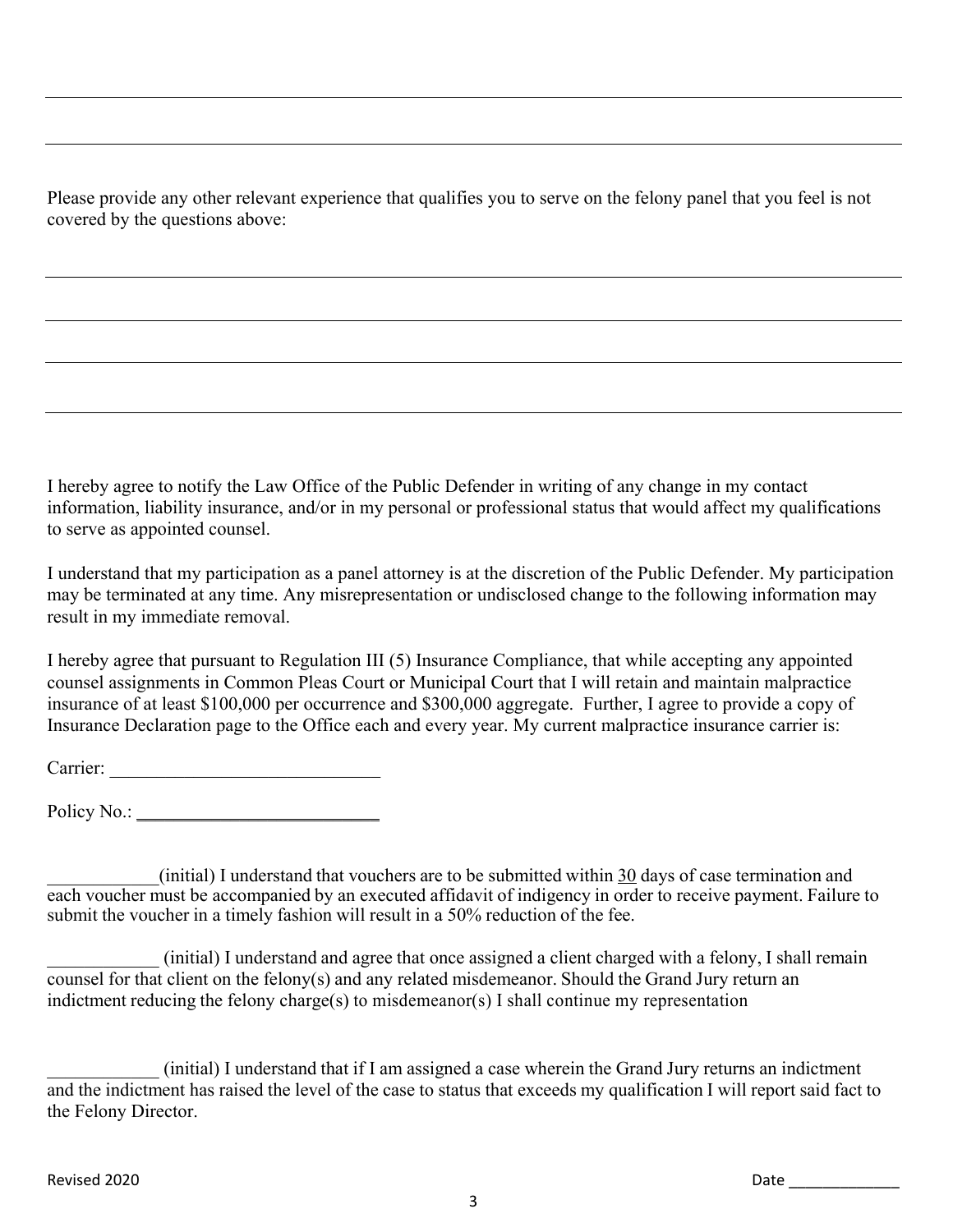Please provide any other relevant experience that qualifies you to serve on the felony panel that you feel is not covered by the questions above:

I hereby agree to notify the Law Office of the Public Defender in writing of any change in my contact information, liability insurance, and/or in my personal or professional status that would affect my qualifications to serve as appointed counsel.

I understand that my participation as a panel attorney is at the discretion of the Public Defender. My participation may be terminated at any time. Any misrepresentation or undisclosed change to the following information may result in my immediate removal.

I hereby agree that pursuant to Regulation III (5) Insurance Compliance, that while accepting any appointed counsel assignments in Common Pleas Court or Municipal Court that I will retain and maintain malpractice insurance of at least $100,000 per occurrence and $300,000 aggregate. Further, I agree to provide a copy of Insurance Declaration page to the Office each and every year. My current malpractice insurance carrier is:

Carrier: ______________________________

Policy No.: ___________________________

____________(initial) I understand that vouchers are to be submitted within 30 days of case termination and each voucher must be accompanied by an executed affidavit of indigency in order to receive payment. Failure to submit the voucher in a timely fashion will result in a 50% reduction of the fee.

____________ (initial) I understand and agree that once assigned a client charged with a felony, I shall remain counsel for that client on the felony(s) and any related misdemeanor. Should the Grand Jury return an indictment reducing the felony charge(s) to misdemeanor(s) I shall continue my representation

____________ (initial) I understand that if I am assigned a case wherein the Grand Jury returns an indictment and the indictment has raised the level of the case to status that exceeds my qualification I will report said fact to the Felony Director.

Revised 2020

Date _____________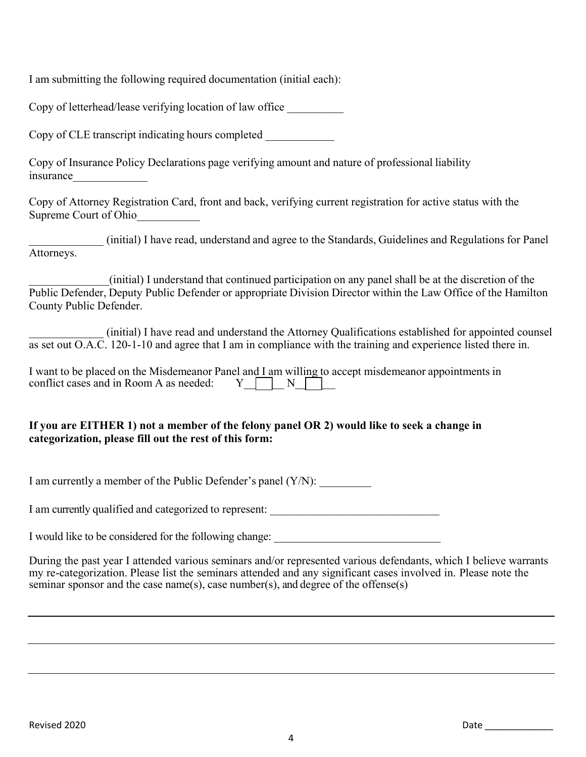I am submitting the following required documentation (initial each):

Copy of letterhead/lease verifying location of law office __________

Copy of CLE transcript indicating hours completed ____________

Copy of Insurance Policy Declarations page verifying amount and nature of professional liability insurance_____________

Copy of Attorney Registration Card, front and back, verifying current registration for active status with the Supreme Court of Ohio___________

_____________ (initial) I have read, understand and agree to the Standards, Guidelines and Regulations for Panel Attorneys.

______________(initial) I understand that continued participation on any panel shall be at the discretion of the Public Defender, Deputy Public Defender or appropriate Division Director within the Law Office of the Hamilton County Public Defender.

_____________ (initial) I have read and understand the Attorney Qualifications established for appointed counsel as set out O.A.C. 120-1-10 and agree that I am in compliance with the training and experience listed there in.

I want to be placed on the Misdemeanor Panel and I am willing to accept misdemeanor appointments in conflict cases and in Room A as needed: Y☐ N☐

**If you are EITHER 1) not a member of the felony panel OR 2) would like to seek a change in categorization, please fill out the rest of this form:**

I am currently a member of the Public Defender's panel (Y/N): _________

I am currently qualified and categorized to represent: ______________________________

I would like to be considered for the following change: ______________________________

During the past year I attended various seminars and/or represented various defendants, which I believe warrants my re-categorization. Please list the seminars attended and any significant cases involved in. Please note the seminar sponsor and the case name(s), case number(s), and degree of the offense(s)

______________________________________________________________________________

______________________________________________________________________________

______________________________________________________________________________

Revised 2020

Date _____________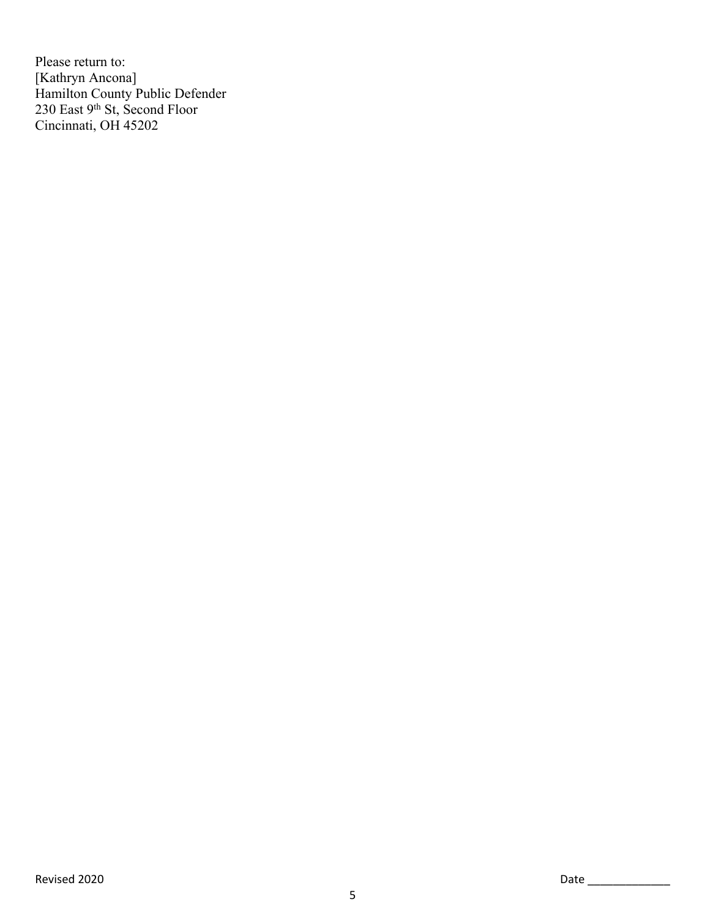Please return to:
[Kathryn Ancona]
Hamilton County Public Defender
230 East 9th St, Second Floor
Cincinnati, OH 45202

Revised 2020

Date _____________